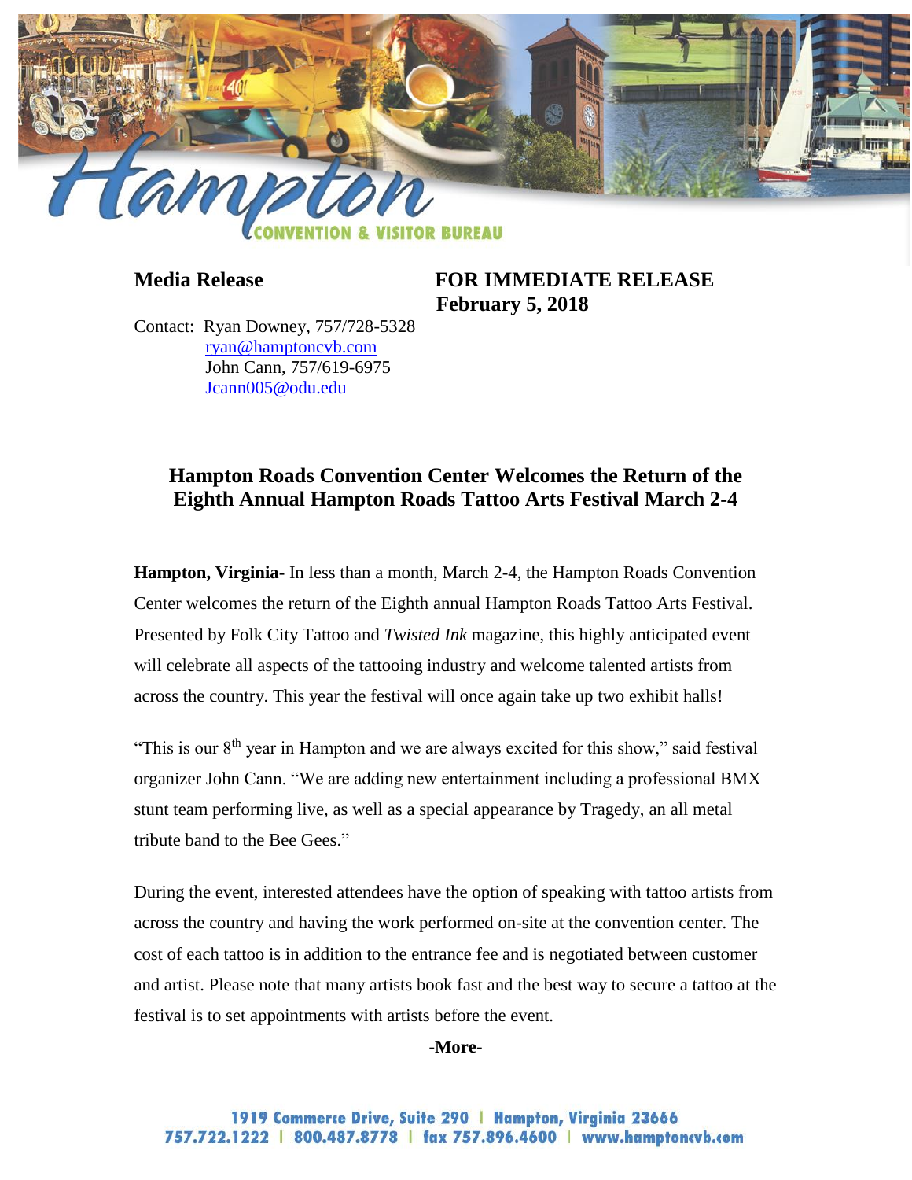**Media Release**

**FOR IMMEDIATE RELEASE**
**February 5, 2018**

Contact: Ryan Downey, 757/728-5328
ryan@hamptoncvb.com
John Cann, 757/619-6975
Jcann005@odu.edu

## Hampton Roads Convention Center Welcomes the Return of the Eighth Annual Hampton Roads Tattoo Arts Festival March 2-4

**Hampton, Virginia-** In less than a month, March 2-4, the Hampton Roads Convention Center welcomes the return of the Eighth annual Hampton Roads Tattoo Arts Festival. Presented by Folk City Tattoo and *Twisted Ink* magazine, this highly anticipated event will celebrate all aspects of the tattooing industry and welcome talented artists from across the country. This year the festival will once again take up two exhibit halls!

"This is our 8th year in Hampton and we are always excited for this show," said festival organizer John Cann. "We are adding new entertainment including a professional BMX stunt team performing live, as well as a special appearance by Tragedy, an all metal tribute band to the Bee Gees."

During the event, interested attendees have the option of speaking with tattoo artists from across the country and having the work performed on-site at the convention center. The cost of each tattoo is in addition to the entrance fee and is negotiated between customer and artist. Please note that many artists book fast and the best way to secure a tattoo at the festival is to set appointments with artists before the event.

**-More-**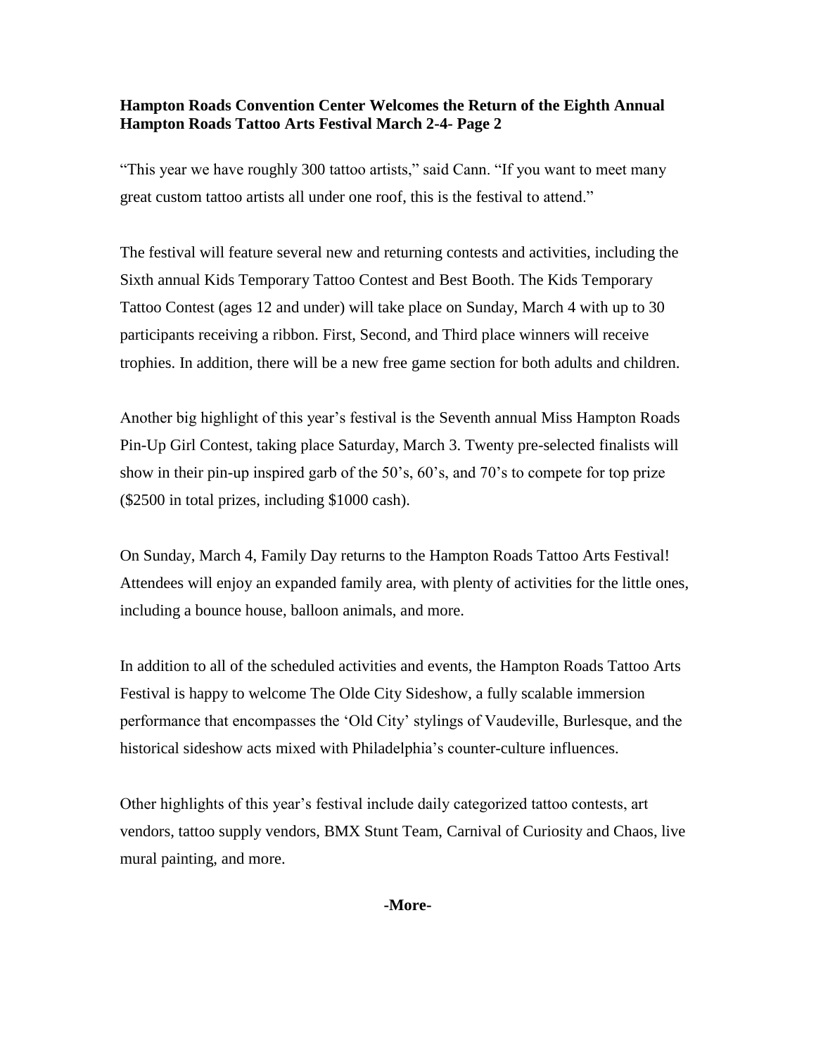**Hampton Roads Convention Center Welcomes the Return of the Eighth Annual Hampton Roads Tattoo Arts Festival March 2-4- Page 2**

"This year we have roughly 300 tattoo artists," said Cann. "If you want to meet many great custom tattoo artists all under one roof, this is the festival to attend."

The festival will feature several new and returning contests and activities, including the Sixth annual Kids Temporary Tattoo Contest and Best Booth. The Kids Temporary Tattoo Contest (ages 12 and under) will take place on Sunday, March 4 with up to 30 participants receiving a ribbon. First, Second, and Third place winners will receive trophies. In addition, there will be a new free game section for both adults and children.

Another big highlight of this year's festival is the Seventh annual Miss Hampton Roads Pin-Up Girl Contest, taking place Saturday, March 3. Twenty pre-selected finalists will show in their pin-up inspired garb of the 50's, 60's, and 70's to compete for top prize ($2500 in total prizes, including $1000 cash).

On Sunday, March 4, Family Day returns to the Hampton Roads Tattoo Arts Festival! Attendees will enjoy an expanded family area, with plenty of activities for the little ones, including a bounce house, balloon animals, and more.

In addition to all of the scheduled activities and events, the Hampton Roads Tattoo Arts Festival is happy to welcome The Olde City Sideshow, a fully scalable immersion performance that encompasses the 'Old City' stylings of Vaudeville, Burlesque, and the historical sideshow acts mixed with Philadelphia's counter-culture influences.

Other highlights of this year's festival include daily categorized tattoo contests, art vendors, tattoo supply vendors, BMX Stunt Team, Carnival of Curiosity and Chaos, live mural painting, and more.

**-More-**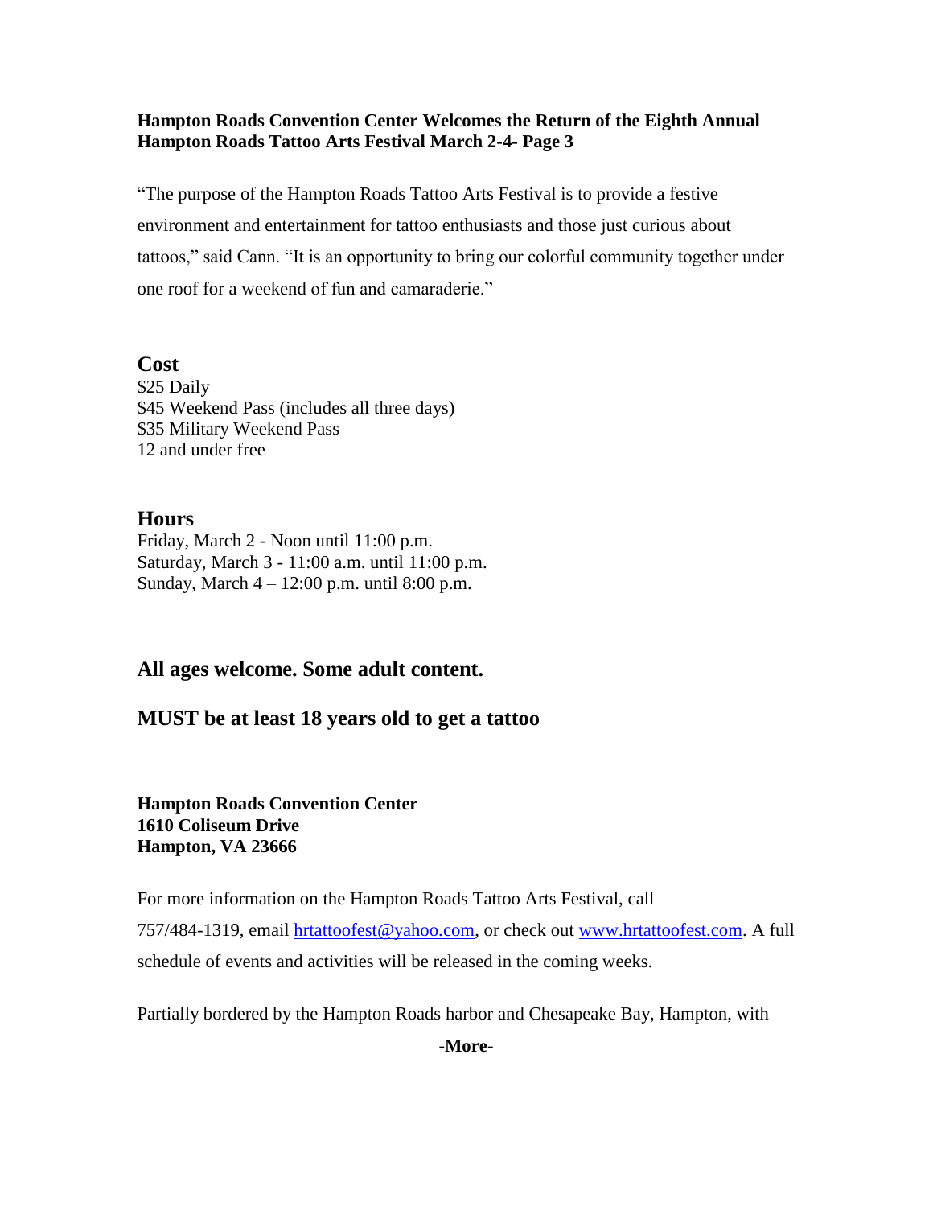**Hampton Roads Convention Center Welcomes the Return of the Eighth Annual Hampton Roads Tattoo Arts Festival March 2-4- Page 3**

"The purpose of the Hampton Roads Tattoo Arts Festival is to provide a festive environment and entertainment for tattoo enthusiasts and those just curious about tattoos," said Cann. "It is an opportunity to bring our colorful community together under one roof for a weekend of fun and camaraderie."

## Cost

$25 Daily
$45 Weekend Pass (includes all three days)
$35 Military Weekend Pass
12 and under free

## Hours

Friday, March 2 - Noon until 11:00 p.m.
Saturday, March 3 - 11:00 a.m. until 11:00 p.m.
Sunday, March 4 – 12:00 p.m. until 8:00 p.m.

### All ages welcome. Some adult content.

### MUST be at least 18 years old to get a tattoo

**Hampton Roads Convention Center**
**1610 Coliseum Drive**
**Hampton, VA 23666**

For more information on the Hampton Roads Tattoo Arts Festival, call 757/484-1319, email hrtattoofest@yahoo.com, or check out www.hrtattoofest.com. A full schedule of events and activities will be released in the coming weeks.

Partially bordered by the Hampton Roads harbor and Chesapeake Bay, Hampton, with

**-More-**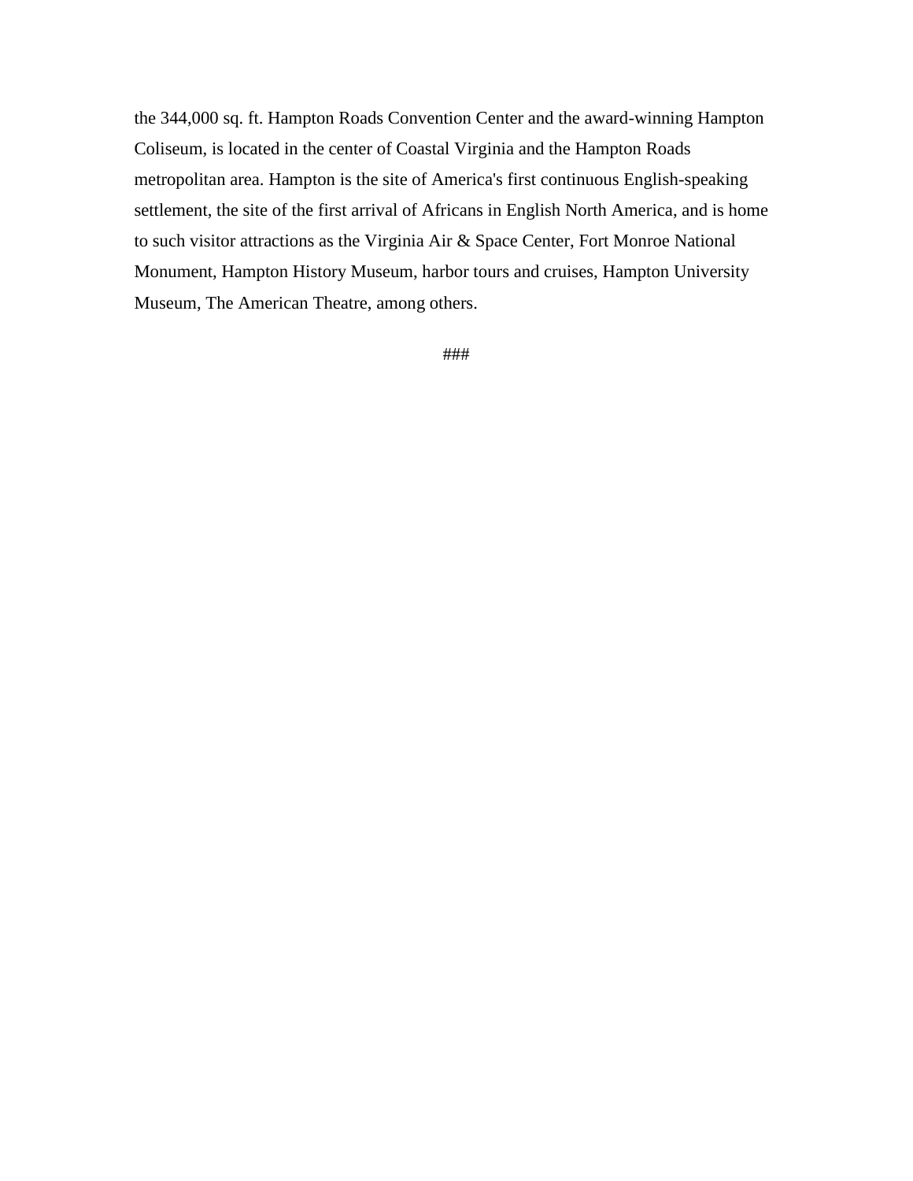the 344,000 sq. ft. Hampton Roads Convention Center and the award-winning Hampton Coliseum, is located in the center of Coastal Virginia and the Hampton Roads metropolitan area. Hampton is the site of America's first continuous English-speaking settlement, the site of the first arrival of Africans in English North America, and is home to such visitor attractions as the Virginia Air & Space Center, Fort Monroe National Monument, Hampton History Museum, harbor tours and cruises, Hampton University Museum, The American Theatre, among others.

###